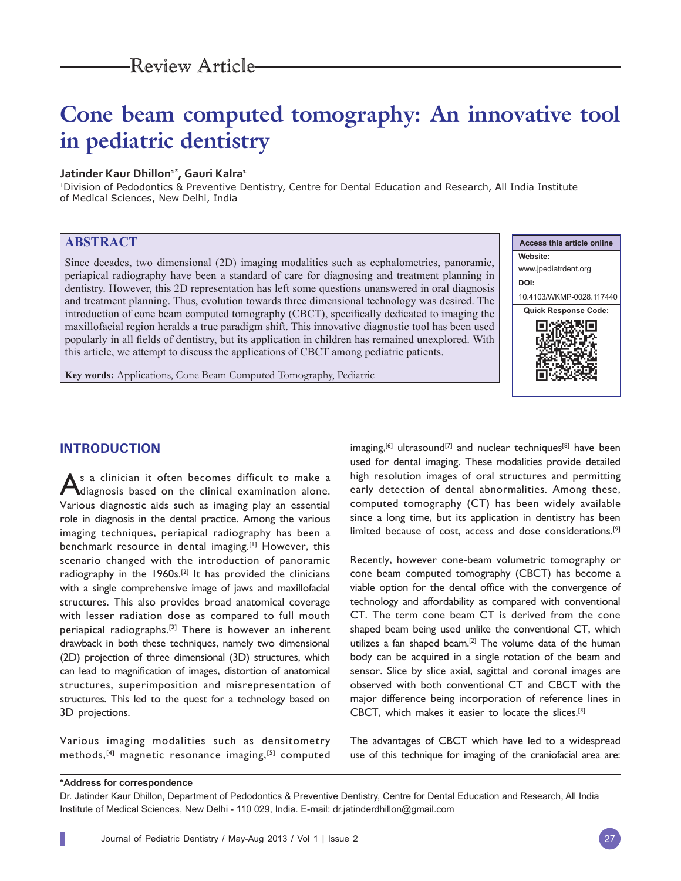Review Article

# Cone beam computed tomography: An innovative tool in pediatric dentistry

**Jatinder Kaur Dhillon[1*], Gauri Kalra[1]**

[1]Division of Pedodontics & Preventive Dentistry, Centre for Dental Education and Research, All India Institute of Medical Sciences, New Delhi, India

## ABSTRACT

Since decades, two dimensional (2D) imaging modalities such as cephalometrics, panoramic, periapical radiography have been a standard of care for diagnosing and treatment planning in dentistry. However, this 2D representation has left some questions unanswered in oral diagnosis and treatment planning. Thus, evolution towards three dimensional technology was desired. The introduction of cone beam computed tomography (CBCT), specifically dedicated to imaging the maxillofacial region heralds a true paradigm shift. This innovative diagnostic tool has been used popularly in all fields of dentistry, but its application in children has remained unexplored. With this article, we attempt to discuss the applications of CBCT among pediatric patients.

**Key words:** Applications, Cone Beam Computed Tomography, Pediatric

| Access this article online |
| --- |
| **Website:** www.jpediatrdent.org |
| **DOI:** 10.4103/WKMP-0028.117440 |
| **Quick Response Code:** |

## INTRODUCTION

As a clinician it often becomes difficult to make a diagnosis based on the clinical examination alone. Various diagnostic aids such as imaging play an essential role in diagnosis in the dental practice. Among the various imaging techniques, periapical radiography has been a benchmark resource in dental imaging.[1] However, this scenario changed with the introduction of panoramic radiography in the 1960s.[2] It has provided the clinicians with a single comprehensive image of jaws and maxillofacial structures. This also provides broad anatomical coverage with lesser radiation dose as compared to full mouth periapical radiographs.[3] There is however an inherent drawback in both these techniques, namely two dimensional (2D) projection of three dimensional (3D) structures, which can lead to magnification of images, distortion of anatomical structures, superimposition and misrepresentation of structures. This led to the quest for a technology based on 3D projections.

Various imaging modalities such as densitometry methods,[4] magnetic resonance imaging,[5] computed imaging,[6] ultrasound[7] and nuclear techniques[8] have been used for dental imaging. These modalities provide detailed high resolution images of oral structures and permitting early detection of dental abnormalities. Among these, computed tomography (CT) has been widely available since a long time, but its application in dentistry has been limited because of cost, access and dose considerations.[9]

Recently, however cone-beam volumetric tomography or cone beam computed tomography (CBCT) has become a viable option for the dental office with the convergence of technology and affordability as compared with conventional CT. The term cone beam CT is derived from the cone shaped beam being used unlike the conventional CT, which utilizes a fan shaped beam.[2] The volume data of the human body can be acquired in a single rotation of the beam and sensor. Slice by slice axial, sagittal and coronal images are observed with both conventional CT and CBCT with the major difference being incorporation of reference lines in CBCT, which makes it easier to locate the slices.[3]

The advantages of CBCT which have led to a widespread use of this technique for imaging of the craniofacial area are:

**\*Address for correspondence**

Dr. Jatinder Kaur Dhillon, Department of Pedodontics & Preventive Dentistry, Centre for Dental Education and Research, All India Institute of Medical Sciences, New Delhi - 110 029, India. E-mail: dr.jatinderdhillon@gmail.com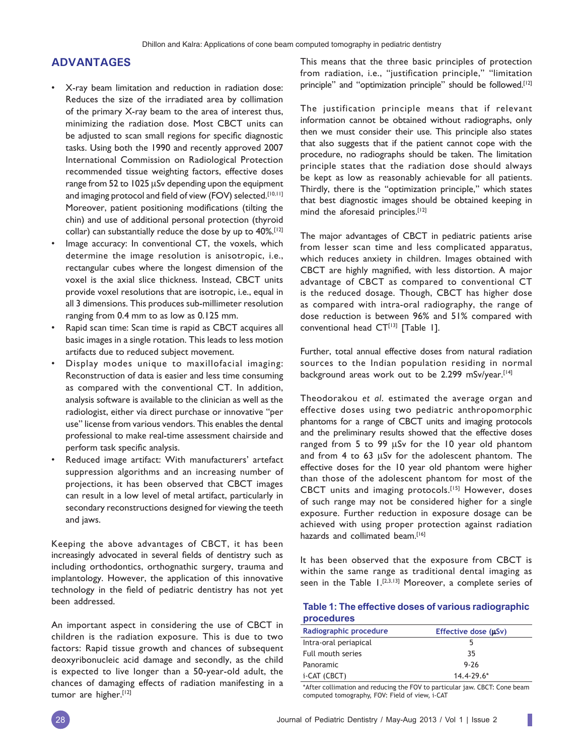## ADVANTAGES

- X-ray beam limitation and reduction in radiation dose: Reduces the size of the irradiated area by collimation of the primary X-ray beam to the area of interest thus, minimizing the radiation dose. Most CBCT units can be adjusted to scan small regions for specific diagnostic tasks. Using both the 1990 and recently approved 2007 International Commission on Radiological Protection recommended tissue weighting factors, effective doses range from 52 to 1025 μSv depending upon the equipment and imaging protocol and field of view (FOV) selected.[10,11] Moreover, patient positioning modifications (tilting the chin) and use of additional personal protection (thyroid collar) can substantially reduce the dose by up to 40%.[12]
- Image accuracy: In conventional CT, the voxels, which determine the image resolution is anisotropic, i.e., rectangular cubes where the longest dimension of the voxel is the axial slice thickness. Instead, CBCT units provide voxel resolutions that are isotropic, i.e., equal in all 3 dimensions. This produces sub-millimeter resolution ranging from 0.4 mm to as low as 0.125 mm.
- Rapid scan time: Scan time is rapid as CBCT acquires all basic images in a single rotation. This leads to less motion artifacts due to reduced subject movement.
- Display modes unique to maxillofacial imaging: Reconstruction of data is easier and less time consuming as compared with the conventional CT. In addition, analysis software is available to the clinician as well as the radiologist, either via direct purchase or innovative "per use" license from various vendors. This enables the dental professional to make real-time assessment chairside and perform task specific analysis.
- Reduced image artifact: With manufacturers' artefact suppression algorithms and an increasing number of projections, it has been observed that CBCT images can result in a low level of metal artifact, particularly in secondary reconstructions designed for viewing the teeth and jaws.

Keeping the above advantages of CBCT, it has been increasingly advocated in several fields of dentistry such as including orthodontics, orthognathic surgery, trauma and implantology. However, the application of this innovative technology in the field of pediatric dentistry has not yet been addressed.

An important aspect in considering the use of CBCT in children is the radiation exposure. This is due to two factors: Rapid tissue growth and chances of subsequent deoxyribonucleic acid damage and secondly, as the child is expected to live longer than a 50-year-old adult, the chances of damaging effects of radiation manifesting in a tumor are higher.[12]

This means that the three basic principles of protection from radiation, i.e., "justification principle," "limitation principle" and "optimization principle" should be followed.[12]

The justification principle means that if relevant information cannot be obtained without radiographs, only then we must consider their use. This principle also states that also suggests that if the patient cannot cope with the procedure, no radiographs should be taken. The limitation principle states that the radiation dose should always be kept as low as reasonably achievable for all patients. Thirdly, there is the "optimization principle," which states that best diagnostic images should be obtained keeping in mind the aforesaid principles.[12]

The major advantages of CBCT in pediatric patients arise from lesser scan time and less complicated apparatus, which reduces anxiety in children. Images obtained with CBCT are highly magnified, with less distortion. A major advantage of CBCT as compared to conventional CT is the reduced dosage. Though, CBCT has higher dose as compared with intra-oral radiography, the range of dose reduction is between 96% and 51% compared with conventional head CT[13] [Table 1].

Further, total annual effective doses from natural radiation sources to the Indian population residing in normal background areas work out to be 2.299 mSv/year.[14]

Theodorakou *et al*. estimated the average organ and effective doses using two pediatric anthropomorphic phantoms for a range of CBCT units and imaging protocols and the preliminary results showed that the effective doses ranged from 5 to 99 μSv for the 10 year old phantom and from 4 to 63 μSv for the adolescent phantom. The effective doses for the 10 year old phantom were higher than those of the adolescent phantom for most of the CBCT units and imaging protocols.[15] However, doses of such range may not be considered higher for a single exposure. Further reduction in exposure dosage can be achieved with using proper protection against radiation hazards and collimated beam.[16]

It has been observed that the exposure from CBCT is within the same range as traditional dental imaging as seen in the Table 1.[2,3,13] Moreover, a complete series of

**Table 1: The effective doses of various radiographic procedures**

| Radiographic procedure | Effective dose (μSv) |
|---|---|
| Intra-oral periapical | 5 |
| Full mouth series | 35 |
| Panoramic | 9-26 |
| i-CAT (CBCT) | 14.4-29.6* |

*After collimation and reducing the FOV to particular jaw. CBCT: Cone beam computed tomography, FOV: Field of view, i-CAT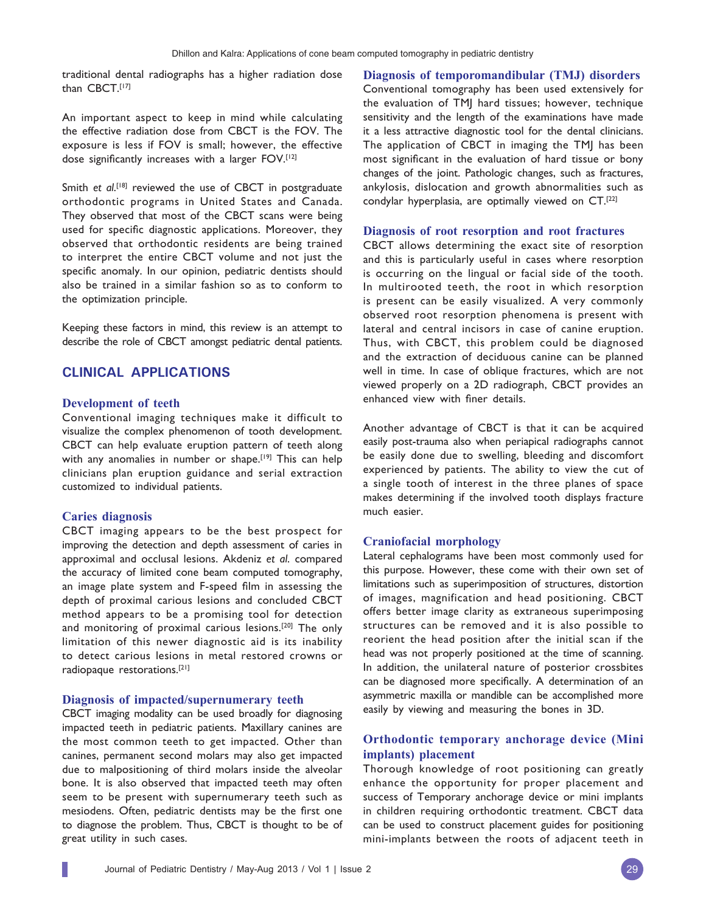traditional dental radiographs has a higher radiation dose than CBCT.[17]

An important aspect to keep in mind while calculating the effective radiation dose from CBCT is the FOV. The exposure is less if FOV is small; however, the effective dose significantly increases with a larger FOV.[12]

Smith *et al*.[18] reviewed the use of CBCT in postgraduate orthodontic programs in United States and Canada. They observed that most of the CBCT scans were being used for specific diagnostic applications. Moreover, they observed that orthodontic residents are being trained to interpret the entire CBCT volume and not just the specific anomaly. In our opinion, pediatric dentists should also be trained in a similar fashion so as to conform to the optimization principle.

Keeping these factors in mind, this review is an attempt to describe the role of CBCT amongst pediatric dental patients.

## CLINICAL APPLICATIONS

### Development of teeth

Conventional imaging techniques make it difficult to visualize the complex phenomenon of tooth development. CBCT can help evaluate eruption pattern of teeth along with any anomalies in number or shape.[19] This can help clinicians plan eruption guidance and serial extraction customized to individual patients.

### Caries diagnosis

CBCT imaging appears to be the best prospect for improving the detection and depth assessment of caries in approximal and occlusal lesions. Akdeniz *et al*. compared the accuracy of limited cone beam computed tomography, an image plate system and F-speed film in assessing the depth of proximal carious lesions and concluded CBCT method appears to be a promising tool for detection and monitoring of proximal carious lesions.[20] The only limitation of this newer diagnostic aid is its inability to detect carious lesions in metal restored crowns or radiopaque restorations.[21]

### Diagnosis of impacted/supernumerary teeth

CBCT imaging modality can be used broadly for diagnosing impacted teeth in pediatric patients. Maxillary canines are the most common teeth to get impacted. Other than canines, permanent second molars may also get impacted due to malpositioning of third molars inside the alveolar bone. It is also observed that impacted teeth may often seem to be present with supernumerary teeth such as mesiodens. Often, pediatric dentists may be the first one to diagnose the problem. Thus, CBCT is thought to be of great utility in such cases.

### Diagnosis of temporomandibular (TMJ) disorders

Conventional tomography has been used extensively for the evaluation of TMJ hard tissues; however, technique sensitivity and the length of the examinations have made it a less attractive diagnostic tool for the dental clinicians. The application of CBCT in imaging the TMJ has been most significant in the evaluation of hard tissue or bony changes of the joint. Pathologic changes, such as fractures, ankylosis, dislocation and growth abnormalities such as condylar hyperplasia, are optimally viewed on CT.[22]

### Diagnosis of root resorption and root fractures

CBCT allows determining the exact site of resorption and this is particularly useful in cases where resorption is occurring on the lingual or facial side of the tooth. In multirooted teeth, the root in which resorption is present can be easily visualized. A very commonly observed root resorption phenomena is present with lateral and central incisors in case of canine eruption. Thus, with CBCT, this problem could be diagnosed and the extraction of deciduous canine can be planned well in time. In case of oblique fractures, which are not viewed properly on a 2D radiograph, CBCT provides an enhanced view with finer details.

Another advantage of CBCT is that it can be acquired easily post-trauma also when periapical radiographs cannot be easily done due to swelling, bleeding and discomfort experienced by patients. The ability to view the cut of a single tooth of interest in the three planes of space makes determining if the involved tooth displays fracture much easier.

### Craniofacial morphology

Lateral cephalograms have been most commonly used for this purpose. However, these come with their own set of limitations such as superimposition of structures, distortion of images, magnification and head positioning. CBCT offers better image clarity as extraneous superimposing structures can be removed and it is also possible to reorient the head position after the initial scan if the head was not properly positioned at the time of scanning. In addition, the unilateral nature of posterior crossbites can be diagnosed more specifically. A determination of an asymmetric maxilla or mandible can be accomplished more easily by viewing and measuring the bones in 3D.

### Orthodontic temporary anchorage device (Mini implants) placement

Thorough knowledge of root positioning can greatly enhance the opportunity for proper placement and success of Temporary anchorage device or mini implants in children requiring orthodontic treatment. CBCT data can be used to construct placement guides for positioning mini-implants between the roots of adjacent teeth in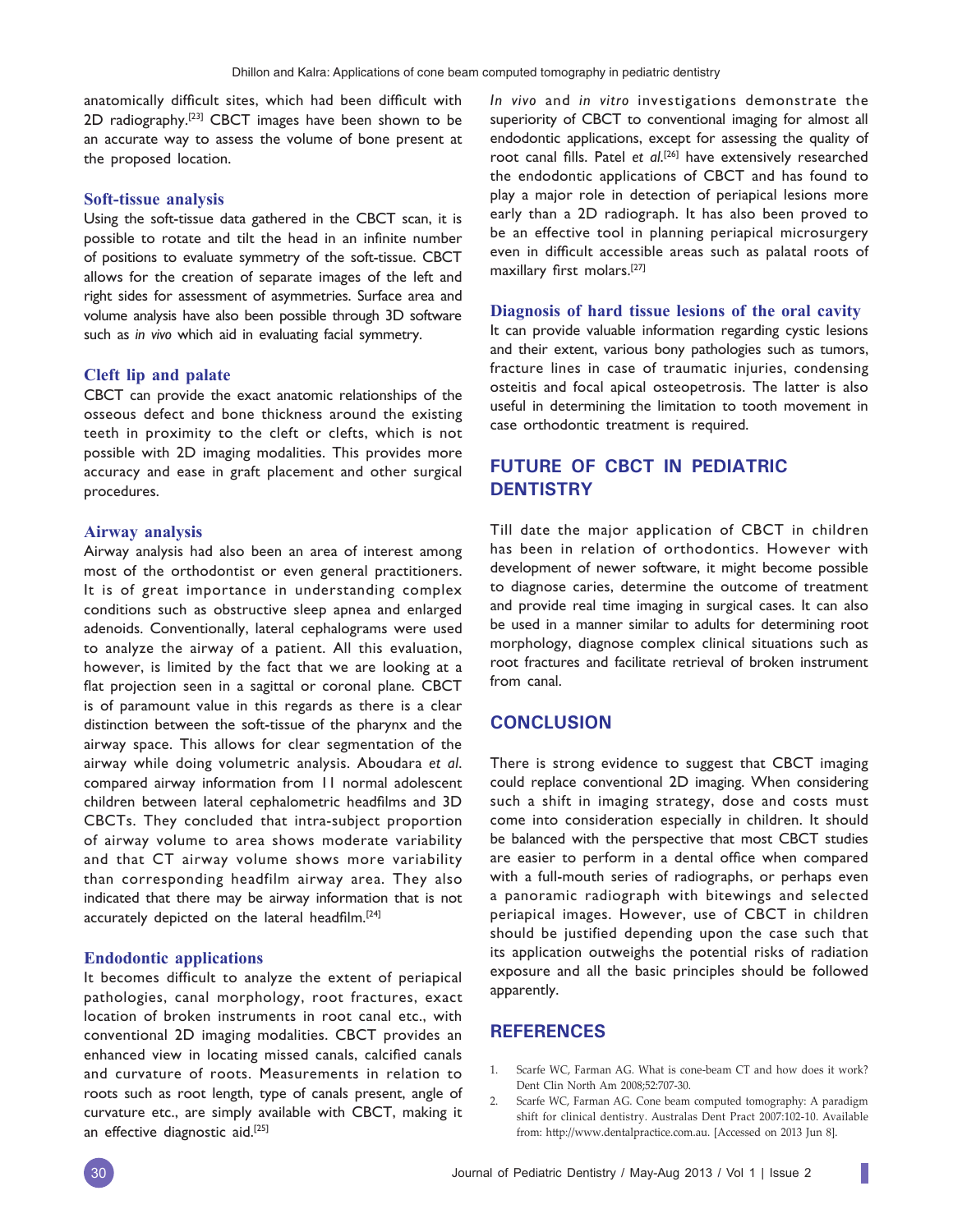anatomically difficult sites, which had been difficult with 2D radiography.[23] CBCT images have been shown to be an accurate way to assess the volume of bone present at the proposed location.

### Soft-tissue analysis

Using the soft-tissue data gathered in the CBCT scan, it is possible to rotate and tilt the head in an infinite number of positions to evaluate symmetry of the soft-tissue. CBCT allows for the creation of separate images of the left and right sides for assessment of asymmetries. Surface area and volume analysis have also been possible through 3D software such as *in vivo* which aid in evaluating facial symmetry.

### Cleft lip and palate

CBCT can provide the exact anatomic relationships of the osseous defect and bone thickness around the existing teeth in proximity to the cleft or clefts, which is not possible with 2D imaging modalities. This provides more accuracy and ease in graft placement and other surgical procedures.

### Airway analysis

Airway analysis had also been an area of interest among most of the orthodontist or even general practitioners. It is of great importance in understanding complex conditions such as obstructive sleep apnea and enlarged adenoids. Conventionally, lateral cephalograms were used to analyze the airway of a patient. All this evaluation, however, is limited by the fact that we are looking at a flat projection seen in a sagittal or coronal plane. CBCT is of paramount value in this regards as there is a clear distinction between the soft-tissue of the pharynx and the airway space. This allows for clear segmentation of the airway while doing volumetric analysis. Aboudara *et al*. compared airway information from 11 normal adolescent children between lateral cephalometric headfilms and 3D CBCTs. They concluded that intra-subject proportion of airway volume to area shows moderate variability and that CT airway volume shows more variability than corresponding headfilm airway area. They also indicated that there may be airway information that is not accurately depicted on the lateral headfilm.[24]

### Endodontic applications

It becomes difficult to analyze the extent of periapical pathologies, canal morphology, root fractures, exact location of broken instruments in root canal etc., with conventional 2D imaging modalities. CBCT provides an enhanced view in locating missed canals, calcified canals and curvature of roots. Measurements in relation to roots such as root length, type of canals present, angle of curvature etc., are simply available with CBCT, making it an effective diagnostic aid.[25]

*In vivo* and *in vitro* investigations demonstrate the superiority of CBCT to conventional imaging for almost all endodontic applications, except for assessing the quality of root canal fills. Patel *et al*.[26] have extensively researched the endodontic applications of CBCT and has found to play a major role in detection of periapical lesions more early than a 2D radiograph. It has also been proved to be an effective tool in planning periapical microsurgery even in difficult accessible areas such as palatal roots of maxillary first molars.[27]

### Diagnosis of hard tissue lesions of the oral cavity

It can provide valuable information regarding cystic lesions and their extent, various bony pathologies such as tumors, fracture lines in case of traumatic injuries, condensing osteitis and focal apical osteopetrosis. The latter is also useful in determining the limitation to tooth movement in case orthodontic treatment is required.

## FUTURE OF CBCT IN PEDIATRIC DENTISTRY

Till date the major application of CBCT in children has been in relation of orthodontics. However with development of newer software, it might become possible to diagnose caries, determine the outcome of treatment and provide real time imaging in surgical cases. It can also be used in a manner similar to adults for determining root morphology, diagnose complex clinical situations such as root fractures and facilitate retrieval of broken instrument from canal.

## CONCLUSION

There is strong evidence to suggest that CBCT imaging could replace conventional 2D imaging. When considering such a shift in imaging strategy, dose and costs must come into consideration especially in children. It should be balanced with the perspective that most CBCT studies are easier to perform in a dental office when compared with a full-mouth series of radiographs, or perhaps even a panoramic radiograph with bitewings and selected periapical images. However, use of CBCT in children should be justified depending upon the case such that its application outweighs the potential risks of radiation exposure and all the basic principles should be followed apparently.

## REFERENCES

1. Scarfe WC, Farman AG. What is cone-beam CT and how does it work? Dent Clin North Am 2008;52:707-30.
2. Scarfe WC, Farman AG. Cone beam computed tomography: A paradigm shift for clinical dentistry. Australas Dent Pract 2007:102-10. Available from: http://www.dentalpractice.com.au. [Accessed on 2013 Jun 8].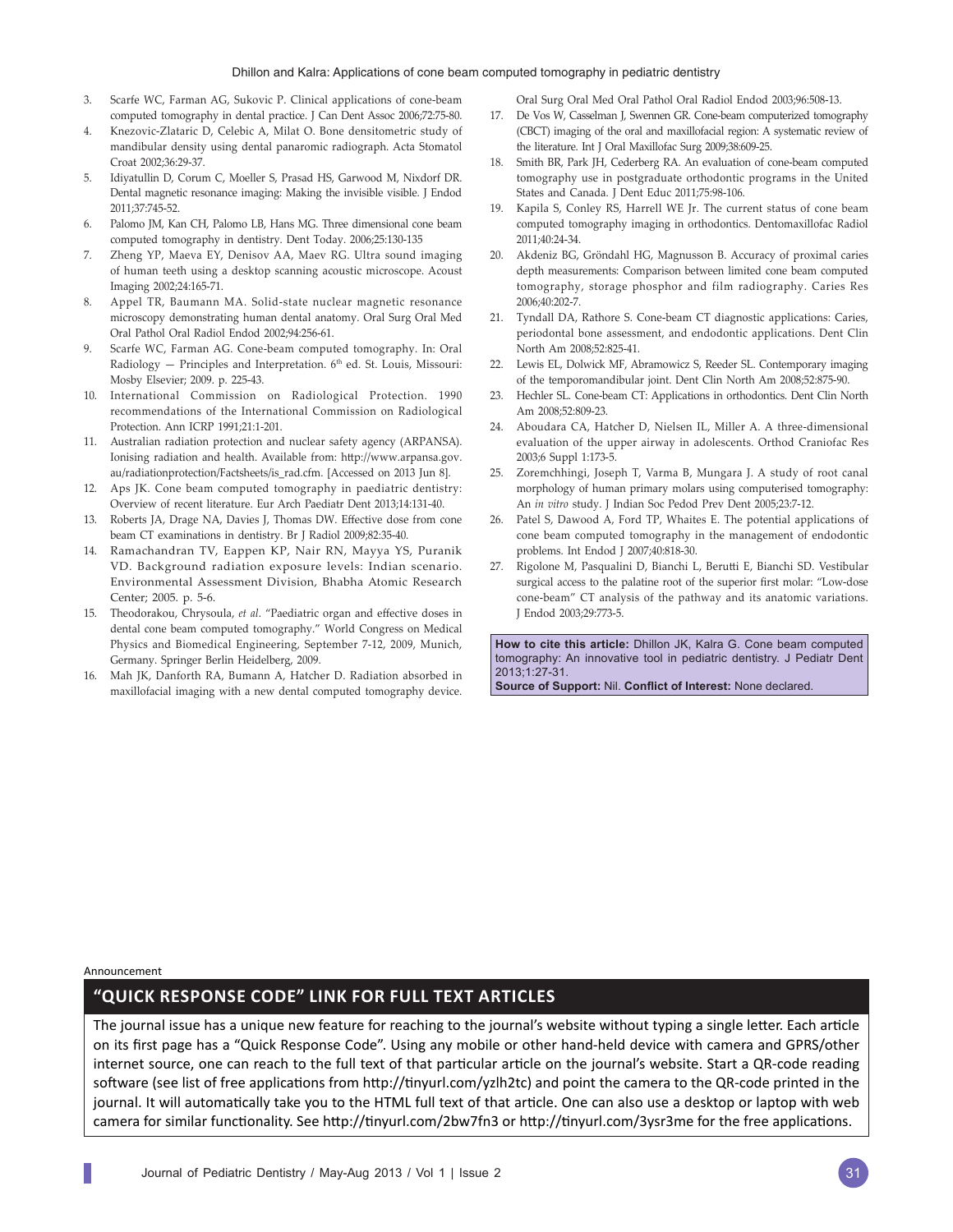3. Scarfe WC, Farman AG, Sukovic P. Clinical applications of cone-beam computed tomography in dental practice. J Can Dent Assoc 2006;72:75-80.
4. Knezovic-Zlataric D, Celebic A, Milat O. Bone densitometric study of mandibular density using dental panaromic radiograph. Acta Stomatol Croat 2002;36:29-37.
5. Idiyatullin D, Corum C, Moeller S, Prasad HS, Garwood M, Nixdorf DR. Dental magnetic resonance imaging: Making the invisible visible. J Endod 2011;37:745-52.
6. Palomo JM, Kan CH, Palomo LB, Hans MG. Three dimensional cone beam computed tomography in dentistry. Dent Today. 2006;25:130-135
7. Zheng YP, Maeva EY, Denisov AA, Maev RG. Ultra sound imaging of human teeth using a desktop scanning acoustic microscope. Acoust Imaging 2002;24:165-71.
8. Appel TR, Baumann MA. Solid-state nuclear magnetic resonance microscopy demonstrating human dental anatomy. Oral Surg Oral Med Oral Pathol Oral Radiol Endod 2002;94:256-61.
9. Scarfe WC, Farman AG. Cone-beam computed tomography. In: Oral Radiology — Principles and Interpretation. 6th ed. St. Louis, Missouri: Mosby Elsevier; 2009. p. 225-43.
10. International Commission on Radiological Protection. 1990 recommendations of the International Commission on Radiological Protection. Ann ICRP 1991;21:1-201.
11. Australian radiation protection and nuclear safety agency (ARPANSA). Ionising radiation and health. Available from: http://www.arpansa.gov.au/radiationprotection/Factsheets/is_rad.cfm. [Accessed on 2013 Jun 8].
12. Aps JK. Cone beam computed tomography in paediatric dentistry: Overview of recent literature. Eur Arch Paediatr Dent 2013;14:131-40.
13. Roberts JA, Drage NA, Davies J, Thomas DW. Effective dose from cone beam CT examinations in dentistry. Br J Radiol 2009;82:35-40.
14. Ramachandran TV, Eappen KP, Nair RN, Mayya YS, Puranik VD. Background radiation exposure levels: Indian scenario. Environmental Assessment Division, Bhabha Atomic Research Center; 2005. p. 5-6.
15. Theodorakou, Chrysoula, *et al*. "Paediatric organ and effective doses in dental cone beam computed tomography." World Congress on Medical Physics and Biomedical Engineering, September 7-12, 2009, Munich, Germany. Springer Berlin Heidelberg, 2009.
16. Mah JK, Danforth RA, Bumann A, Hatcher D. Radiation absorbed in maxillofacial imaging with a new dental computed tomography device. Oral Surg Oral Med Oral Pathol Oral Radiol Endod 2003;96:508-13.
17. De Vos W, Casselman J, Swennen GR. Cone-beam computerized tomography (CBCT) imaging of the oral and maxillofacial region: A systematic review of the literature. Int J Oral Maxillofac Surg 2009;38:609-25.
18. Smith BR, Park JH, Cederberg RA. An evaluation of cone-beam computed tomography use in postgraduate orthodontic programs in the United States and Canada. J Dent Educ 2011;75:98-106.
19. Kapila S, Conley RS, Harrell WE Jr. The current status of cone beam computed tomography imaging in orthodontics. Dentomaxillofac Radiol 2011;40:24-34.
20. Akdeniz BG, Gröndahl HG, Magnusson B. Accuracy of proximal caries depth measurements: Comparison between limited cone beam computed tomography, storage phosphor and film radiography. Caries Res 2006;40:202-7.
21. Tyndall DA, Rathore S. Cone-beam CT diagnostic applications: Caries, periodontal bone assessment, and endodontic applications. Dent Clin North Am 2008;52:825-41.
22. Lewis EL, Dolwick MF, Abramowicz S, Reeder SL. Contemporary imaging of the temporomandibular joint. Dent Clin North Am 2008;52:875-90.
23. Hechler SL. Cone-beam CT: Applications in orthodontics. Dent Clin North Am 2008;52:809-23.
24. Aboudara CA, Hatcher D, Nielsen IL, Miller A. A three-dimensional evaluation of the upper airway in adolescents. Orthod Craniofac Res 2003;6 Suppl 1:173-5.
25. Zoremchhingi, Joseph T, Varma B, Mungara J. A study of root canal morphology of human primary molars using computerised tomography: An *in vitro* study. J Indian Soc Pedod Prev Dent 2005;23:7-12.
26. Patel S, Dawood A, Ford TP, Whaites E. The potential applications of cone beam computed tomography in the management of endodontic problems. Int Endod J 2007;40:818-30.
27. Rigolone M, Pasqualini D, Bianchi L, Berutti E, Bianchi SD. Vestibular surgical access to the palatine root of the superior first molar: "Low-dose cone-beam" CT analysis of the pathway and its anatomic variations. J Endod 2003;29:773-5.

**How to cite this article:** Dhillon JK, Kalra G. Cone beam computed tomography: An innovative tool in pediatric dentistry. J Pediatr Dent 2013;1:27-31.
**Source of Support:** Nil. **Conflict of Interest:** None declared.

Announcement

## "QUICK RESPONSE CODE" LINK FOR FULL TEXT ARTICLES

The journal issue has a unique new feature for reaching to the journal's website without typing a single letter. Each article on its first page has a "Quick Response Code". Using any mobile or other hand-held device with camera and GPRS/other internet source, one can reach to the full text of that particular article on the journal's website. Start a QR-code reading software (see list of free applications from http://tinyurl.com/yzlh2tc) and point the camera to the QR-code printed in the journal. It will automatically take you to the HTML full text of that article. One can also use a desktop or laptop with web camera for similar functionality. See http://tinyurl.com/2bw7fn3 or http://tinyurl.com/3ysr3me for the free applications.